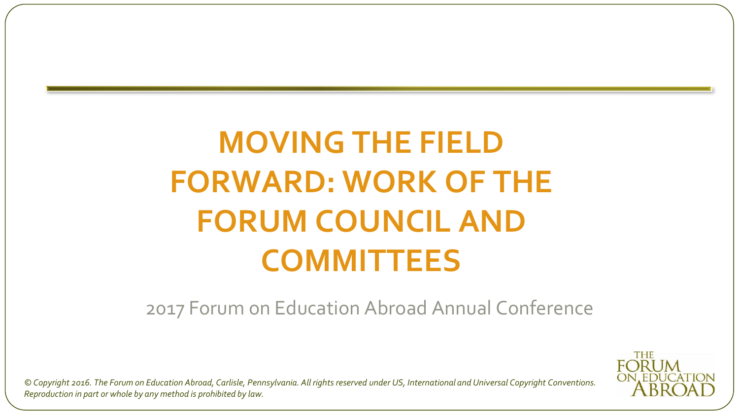# MOVING THE FIELD FORWARD: WORK OF THE FORUM COUNCIL AND COMMITTEES

2017 Forum on Education Abroad Annual Conference

*© Copyright 2016. The Forum on Education Abroad, Carlisle, Pennsylvania. All rights reserved under US, International and Universal Copyright Conventions. Reproduction in part or whole by any method is prohibited by law.*

THE FORUM ON EDUCATION ABROAD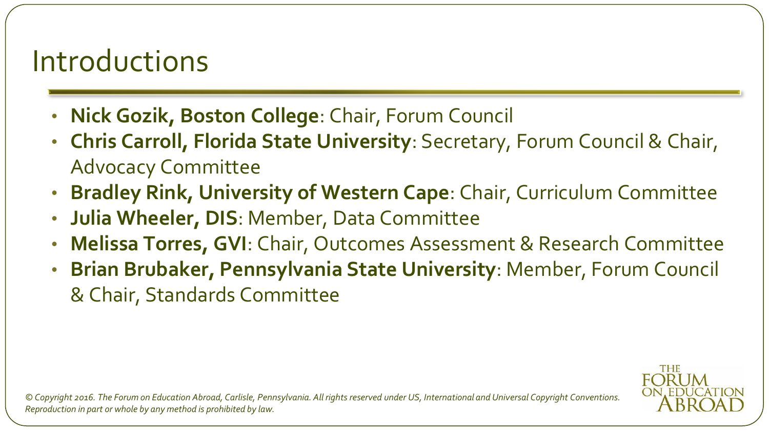# Introductions

- **Nick Gozik, Boston College**: Chair, Forum Council
- **Chris Carroll, Florida State University**: Secretary, Forum Council & Chair, Advocacy Committee
- **Bradley Rink, University of Western Cape**: Chair, Curriculum Committee
- **Julia Wheeler, DIS**: Member, Data Committee
- **Melissa Torres, GVI**: Chair, Outcomes Assessment & Research Committee
- **Brian Brubaker, Pennsylvania State University**: Member, Forum Council & Chair, Standards Committee

*© Copyright 2016. The Forum on Education Abroad, Carlisle, Pennsylvania. All rights reserved under US, International and Universal Copyright Conventions. Reproduction in part or whole by any method is prohibited by law.*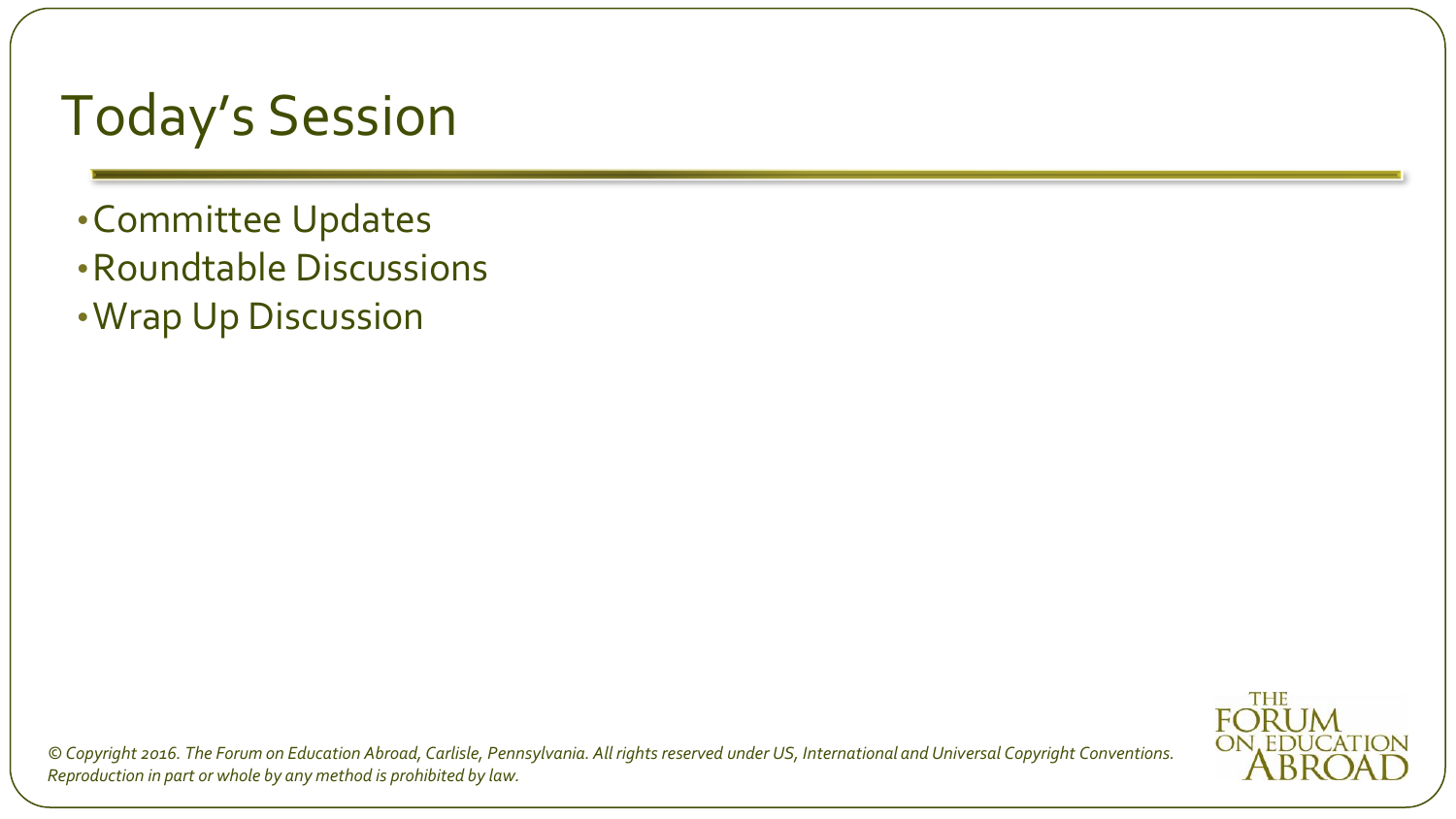# Today's Session

- Committee Updates
- Roundtable Discussions
- Wrap Up Discussion

*© Copyright 2016. The Forum on Education Abroad, Carlisle, Pennsylvania. All rights reserved under US, International and Universal Copyright Conventions. Reproduction in part or whole by any method is prohibited by law.*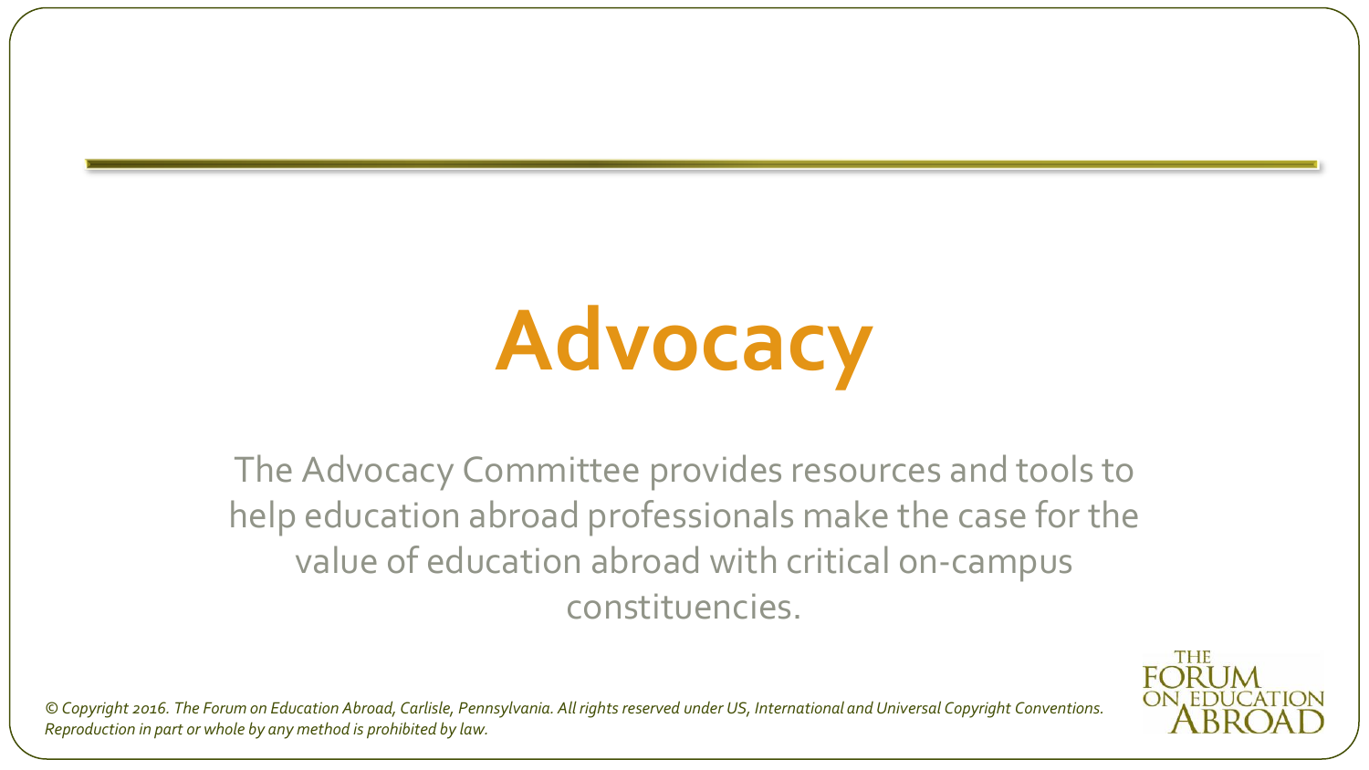# Advocacy

The Advocacy Committee provides resources and tools to help education abroad professionals make the case for the value of education abroad with critical on-campus constituencies.

*© Copyright 2016. The Forum on Education Abroad, Carlisle, Pennsylvania. All rights reserved under US, International and Universal Copyright Conventions. Reproduction in part or whole by any method is prohibited by law.*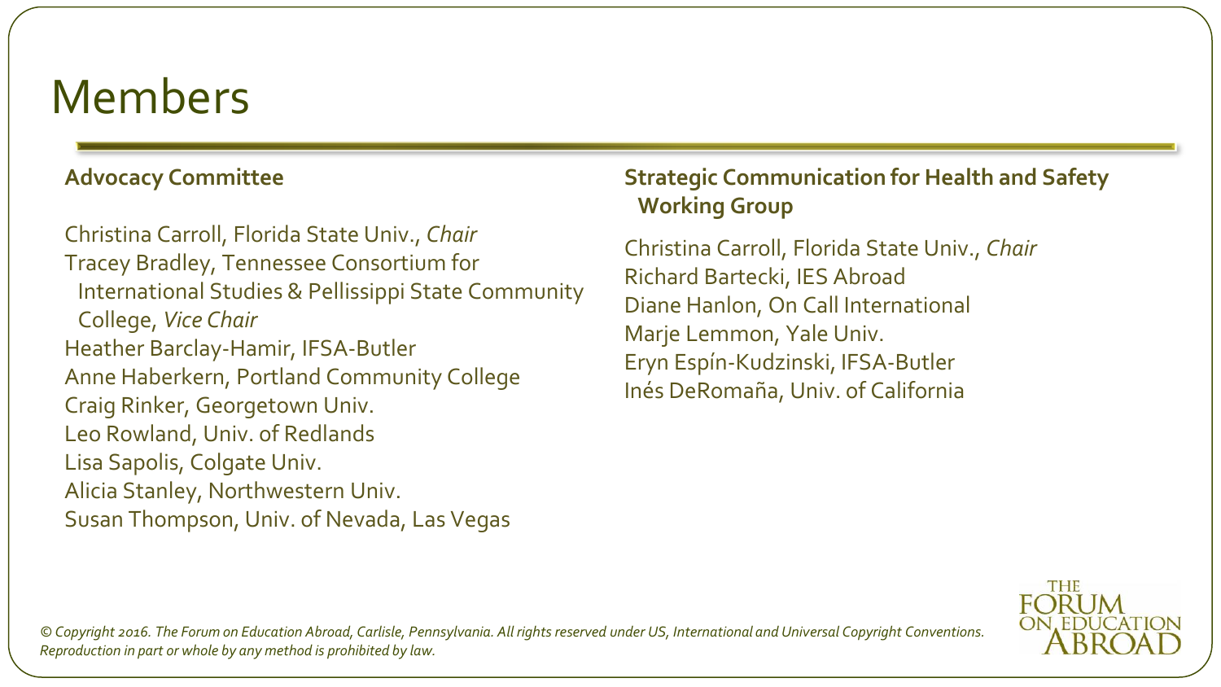# Members

**Advocacy Committee**

Christina Carroll, Florida State Univ., *Chair*
Tracey Bradley, Tennessee Consortium for International Studies & Pellissippi State Community College, *Vice Chair*
Heather Barclay-Hamir, IFSA-Butler
Anne Haberkern, Portland Community College
Craig Rinker, Georgetown Univ.
Leo Rowland, Univ. of Redlands
Lisa Sapolis, Colgate Univ.
Alicia Stanley, Northwestern Univ.
Susan Thompson, Univ. of Nevada, Las Vegas

**Strategic Communication for Health and Safety Working Group**

Christina Carroll, Florida State Univ., *Chair*
Richard Bartecki, IES Abroad
Diane Hanlon, On Call International
Marje Lemmon, Yale Univ.
Eryn Espín-Kudzinski, IFSA-Butler
Inés DeRomaña, Univ. of California

*© Copyright 2016. The Forum on Education Abroad, Carlisle, Pennsylvania. All rights reserved under US, International and Universal Copyright Conventions. Reproduction in part or whole by any method is prohibited by law.*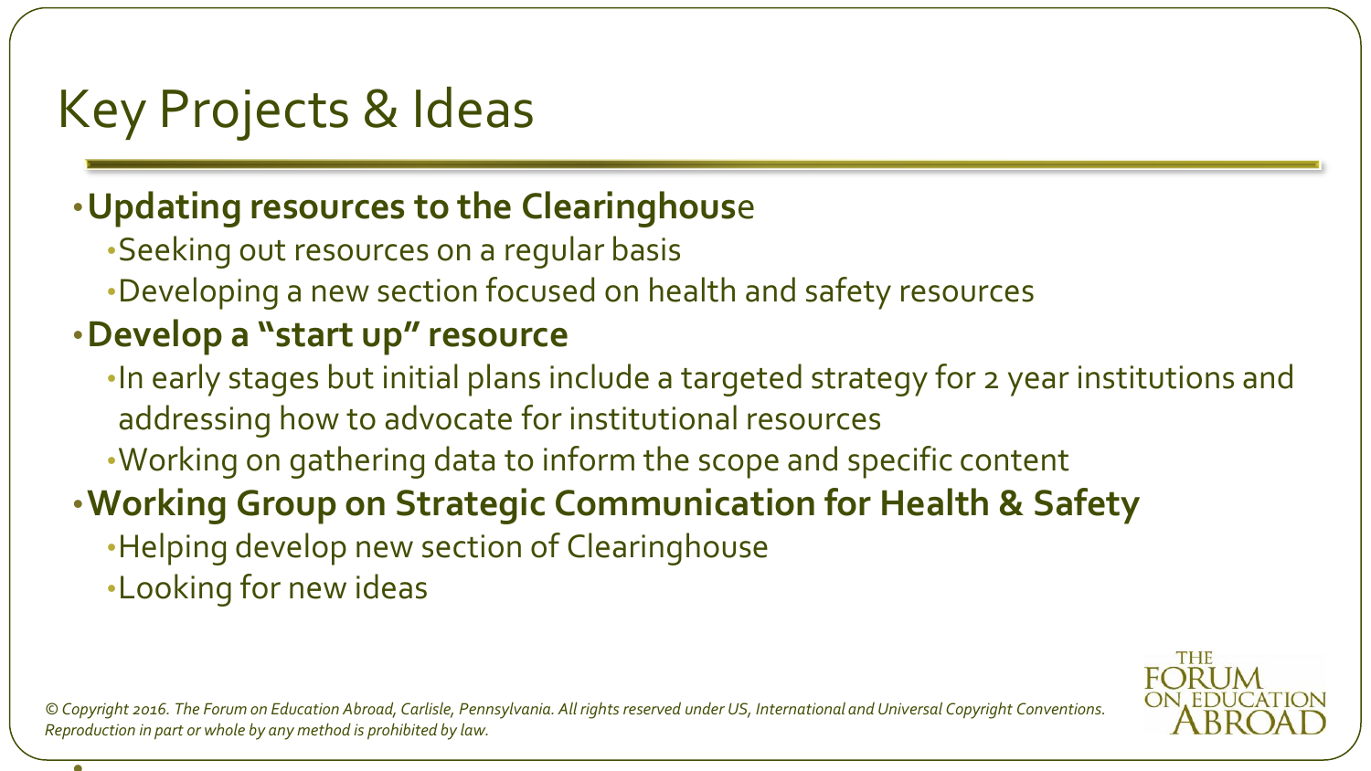# Key Projects & Ideas

- **Updating resources to the Clearinghouse**
  - Seeking out resources on a regular basis
  - Developing a new section focused on health and safety resources
- **Develop a "start up" resource**
  - In early stages but initial plans include a targeted strategy for 2 year institutions and addressing how to advocate for institutional resources
  - Working on gathering data to inform the scope and specific content
- **Working Group on Strategic Communication for Health & Safety**
  - Helping develop new section of Clearinghouse
  - Looking for new ideas

*© Copyright 2016. The Forum on Education Abroad, Carlisle, Pennsylvania. All rights reserved under US, International and Universal Copyright Conventions. Reproduction in part or whole by any method is prohibited by law.*

THE FORUM ON EDUCATION ABROAD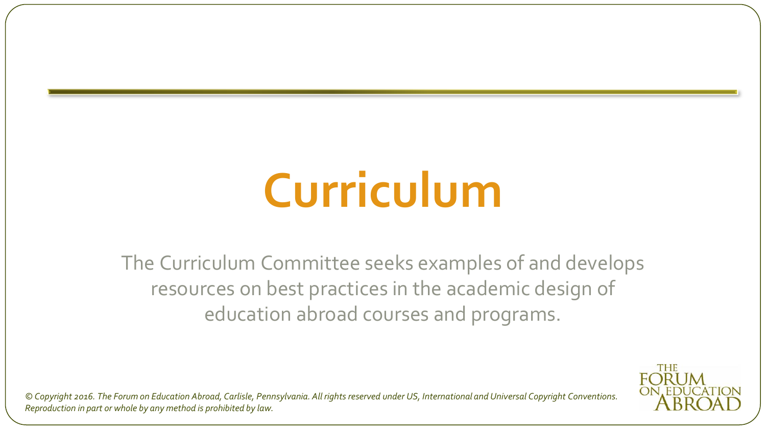# Curriculum

The Curriculum Committee seeks examples of and develops resources on best practices in the academic design of education abroad courses and programs.

*© Copyright 2016. The Forum on Education Abroad, Carlisle, Pennsylvania. All rights reserved under US, International and Universal Copyright Conventions. Reproduction in part or whole by any method is prohibited by law.*

THE FORUM ON EDUCATION ABROAD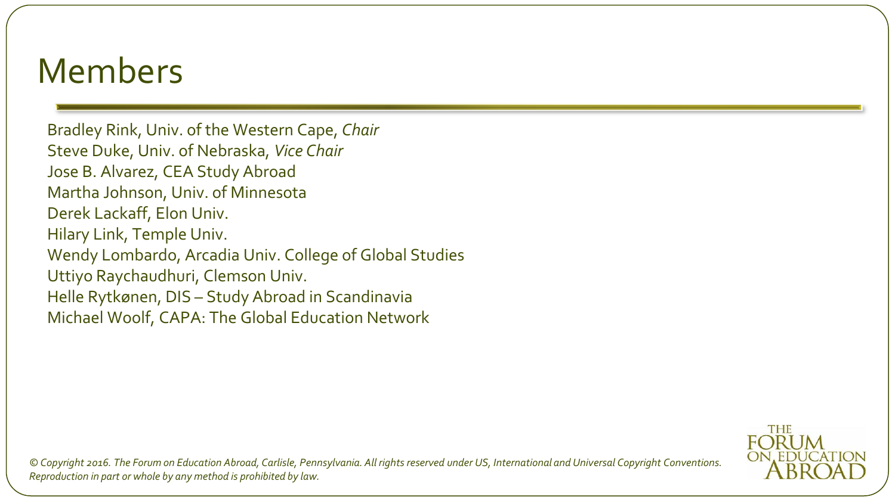# Members

Bradley Rink, Univ. of the Western Cape, *Chair*
Steve Duke, Univ. of Nebraska, *Vice Chair*
Jose B. Alvarez, CEA Study Abroad
Martha Johnson, Univ. of Minnesota
Derek Lackaff, Elon Univ.
Hilary Link, Temple Univ.
Wendy Lombardo, Arcadia Univ. College of Global Studies
Uttiyo Raychaudhuri, Clemson Univ.
Helle Rytkønen, DIS – Study Abroad in Scandinavia
Michael Woolf, CAPA: The Global Education Network

*© Copyright 2016. The Forum on Education Abroad, Carlisle, Pennsylvania. All rights reserved under US, International and Universal Copyright Conventions. Reproduction in part or whole by any method is prohibited by law.*

THE FORUM ON EDUCATION ABROAD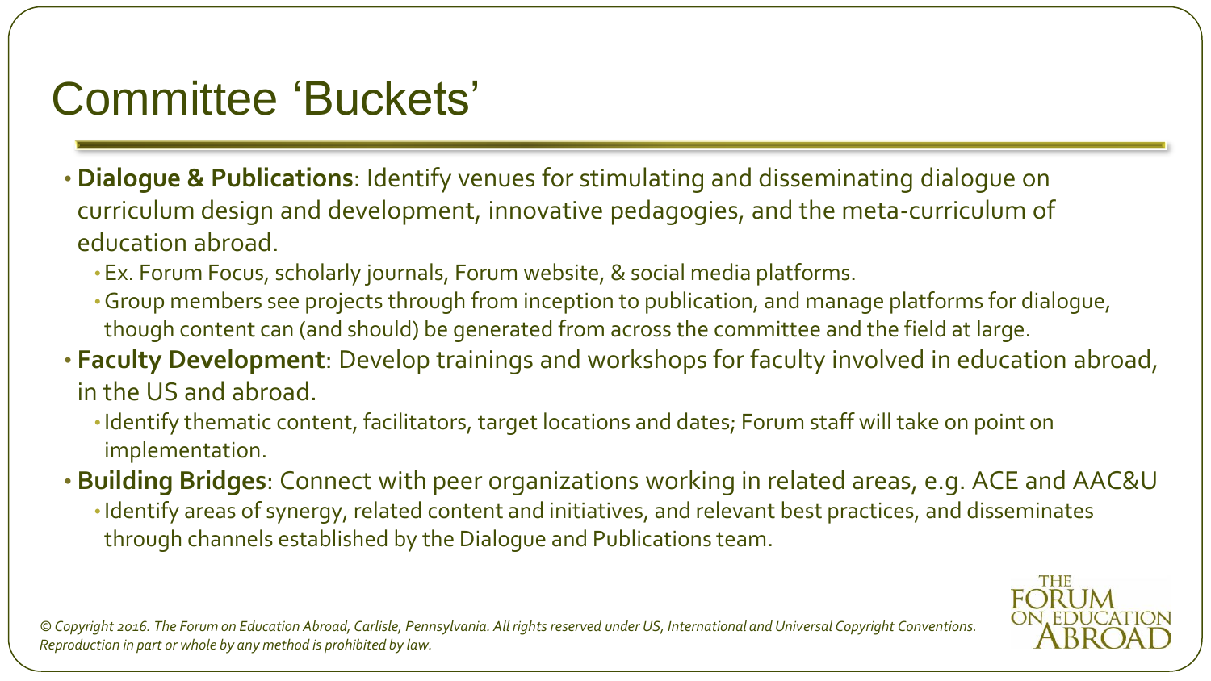# Committee 'Buckets'

- **Dialogue & Publications**: Identify venues for stimulating and disseminating dialogue on curriculum design and development, innovative pedagogies, and the meta-curriculum of education abroad.
  - Ex. Forum Focus, scholarly journals, Forum website, & social media platforms.
  - Group members see projects through from inception to publication, and manage platforms for dialogue, though content can (and should) be generated from across the committee and the field at large.
- **Faculty Development**: Develop trainings and workshops for faculty involved in education abroad, in the US and abroad.
  - Identify thematic content, facilitators, target locations and dates; Forum staff will take on point on implementation.
- **Building Bridges**: Connect with peer organizations working in related areas, e.g. ACE and AAC&U
  - Identify areas of synergy, related content and initiatives, and relevant best practices, and disseminates through channels established by the Dialogue and Publications team.

*© Copyright 2016. The Forum on Education Abroad, Carlisle, Pennsylvania. All rights reserved under US, International and Universal Copyright Conventions. Reproduction in part or whole by any method is prohibited by law.*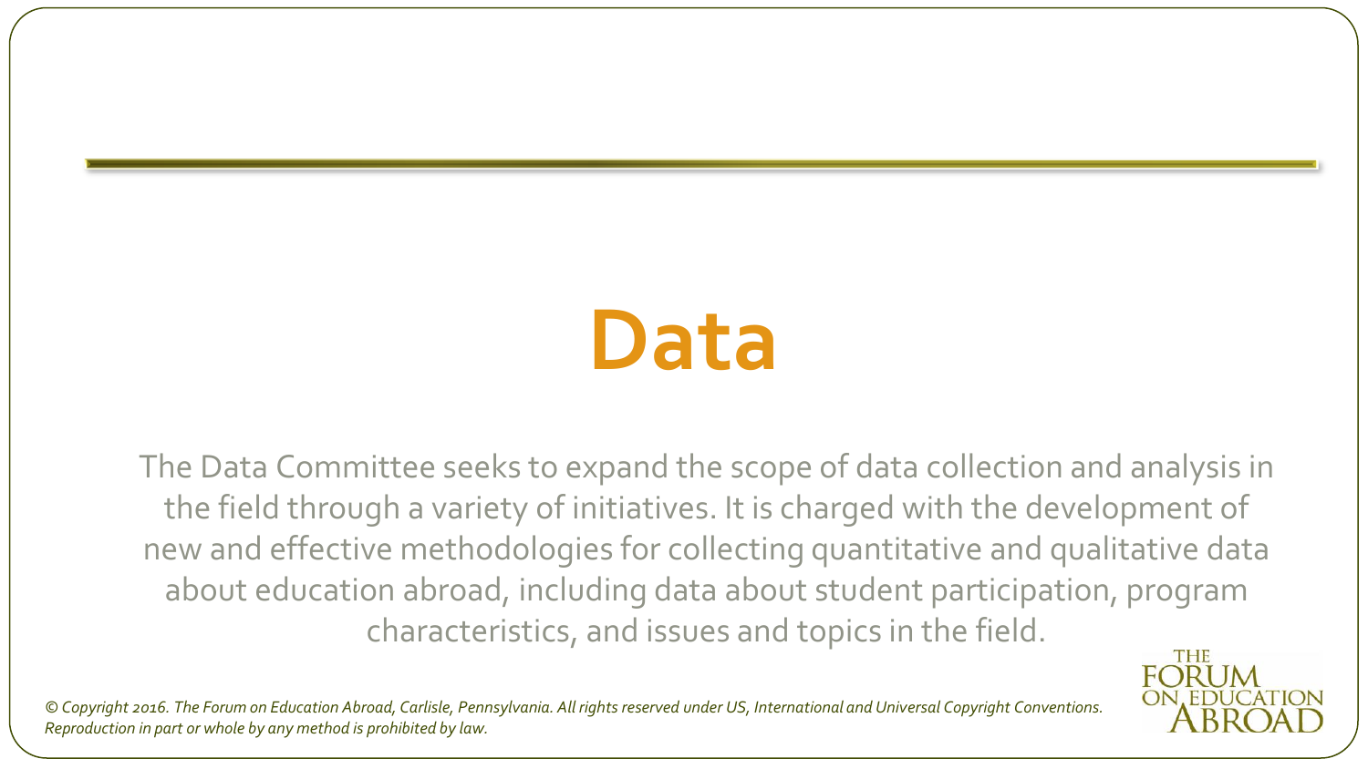# Data

The Data Committee seeks to expand the scope of data collection and analysis in the field through a variety of initiatives. It is charged with the development of new and effective methodologies for collecting quantitative and qualitative data about education abroad, including data about student participation, program characteristics, and issues and topics in the field.

*© Copyright 2016. The Forum on Education Abroad, Carlisle, Pennsylvania. All rights reserved under US, International and Universal Copyright Conventions. Reproduction in part or whole by any method is prohibited by law.*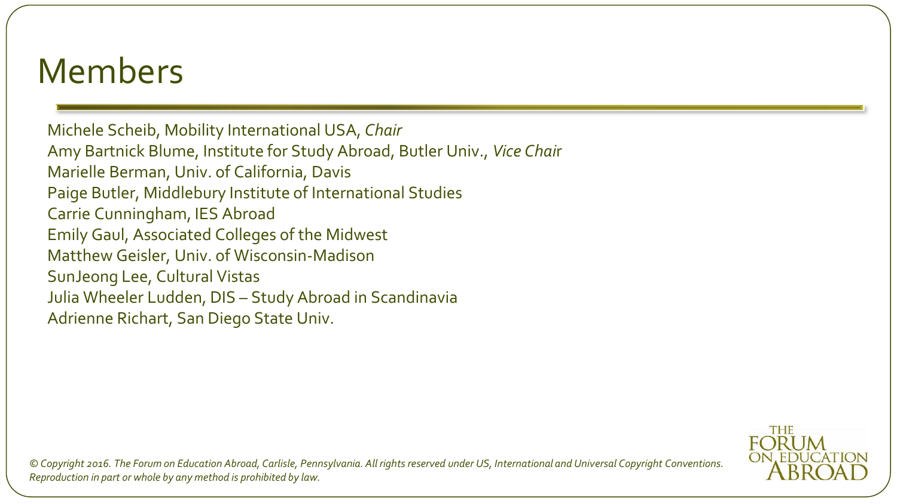# Members

Michele Scheib, Mobility International USA, *Chair*
Amy Bartnick Blume, Institute for Study Abroad, Butler Univ., *Vice Chair*
Marielle Berman, Univ. of California, Davis
Paige Butler, Middlebury Institute of International Studies
Carrie Cunningham, IES Abroad
Emily Gaul, Associated Colleges of the Midwest
Matthew Geisler, Univ. of Wisconsin-Madison
SunJeong Lee, Cultural Vistas
Julia Wheeler Ludden, DIS – Study Abroad in Scandinavia
Adrienne Richart, San Diego State Univ.

*© Copyright 2016. The Forum on Education Abroad, Carlisle, Pennsylvania. All rights reserved under US, International and Universal Copyright Conventions. Reproduction in part or whole by any method is prohibited by law.*

THE FORUM ON EDUCATION ABROAD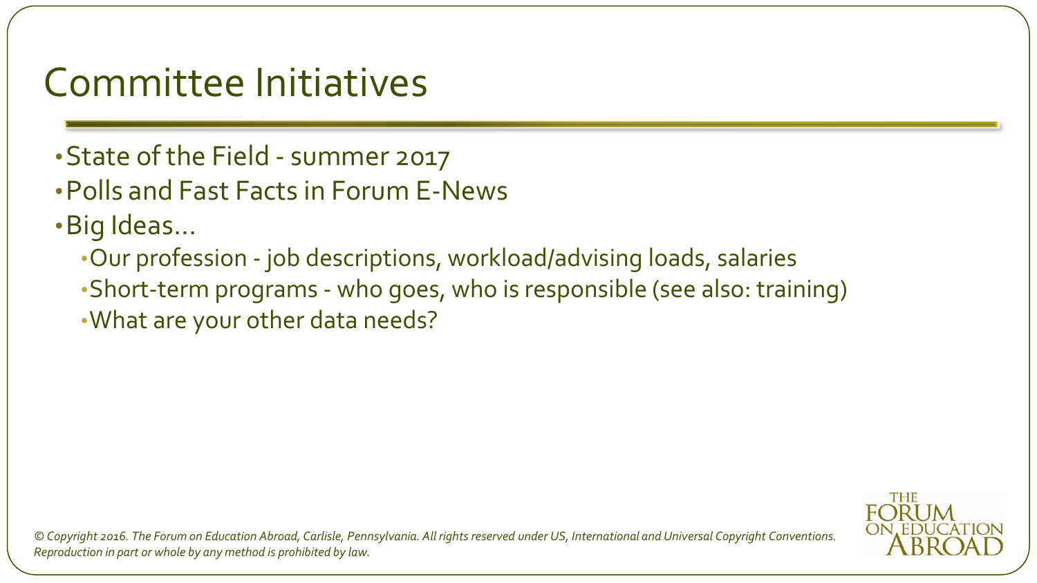# Committee Initiatives

- State of the Field - summer 2017
- Polls and Fast Facts in Forum E-News
- Big Ideas…
  - Our profession - job descriptions, workload/advising loads, salaries
  - Short-term programs - who goes, who is responsible (see also: training)
  - What are your other data needs?

*© Copyright 2016. The Forum on Education Abroad, Carlisle, Pennsylvania. All rights reserved under US, International and Universal Copyright Conventions. Reproduction in part or whole by any method is prohibited by law.*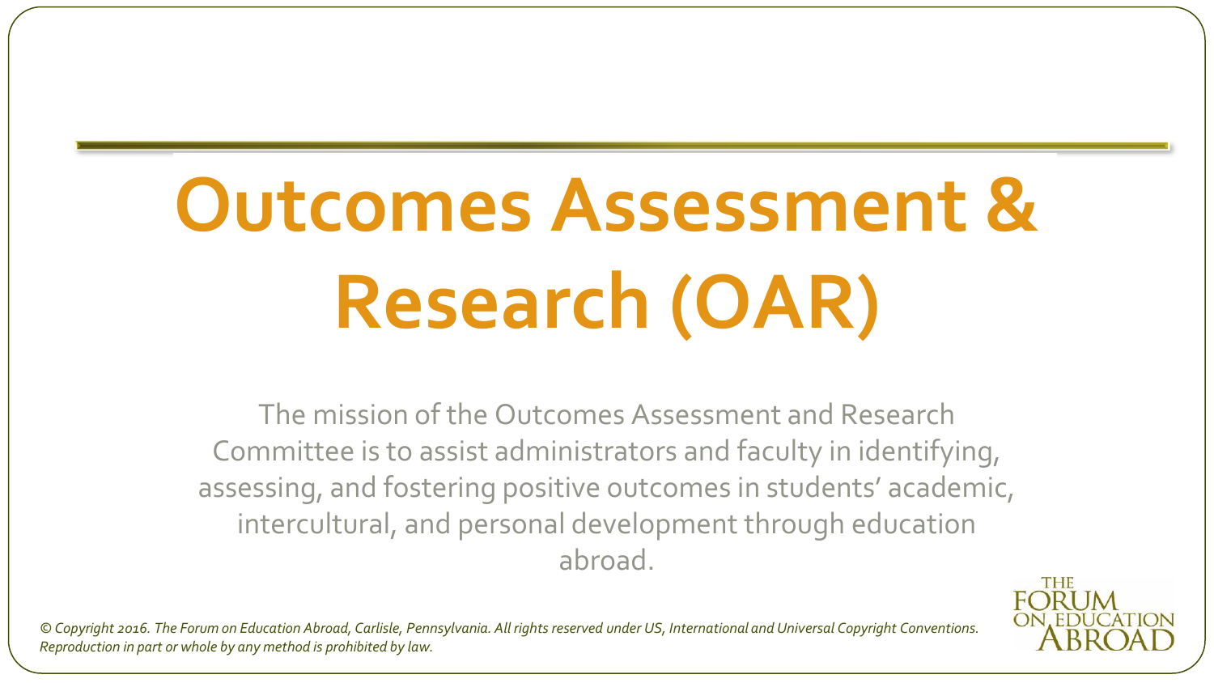# Outcomes Assessment & Research (OAR)

The mission of the Outcomes Assessment and Research Committee is to assist administrators and faculty in identifying, assessing, and fostering positive outcomes in students' academic, intercultural, and personal development through education abroad.

*© Copyright 2016. The Forum on Education Abroad, Carlisle, Pennsylvania. All rights reserved under US, International and Universal Copyright Conventions. Reproduction in part or whole by any method is prohibited by law.*

THE FORUM ON EDUCATION ABROAD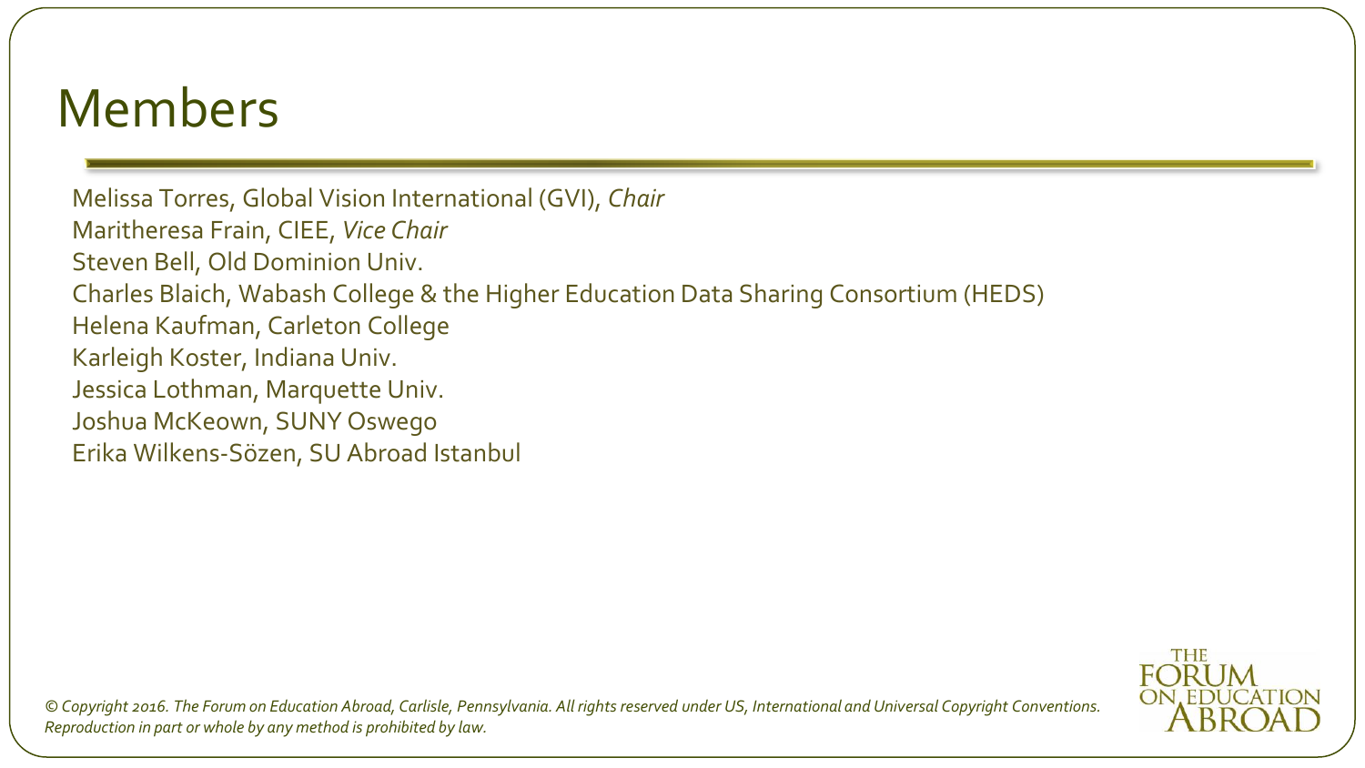# Members

Melissa Torres, Global Vision International (GVI), *Chair*
Maritheresa Frain, CIEE, *Vice Chair*
Steven Bell, Old Dominion Univ.
Charles Blaich, Wabash College & the Higher Education Data Sharing Consortium (HEDS)
Helena Kaufman, Carleton College
Karleigh Koster, Indiana Univ.
Jessica Lothman, Marquette Univ.
Joshua McKeown, SUNY Oswego
Erika Wilkens-Sözen, SU Abroad Istanbul

*© Copyright 2016. The Forum on Education Abroad, Carlisle, Pennsylvania. All rights reserved under US, International and Universal Copyright Conventions. Reproduction in part or whole by any method is prohibited by law.*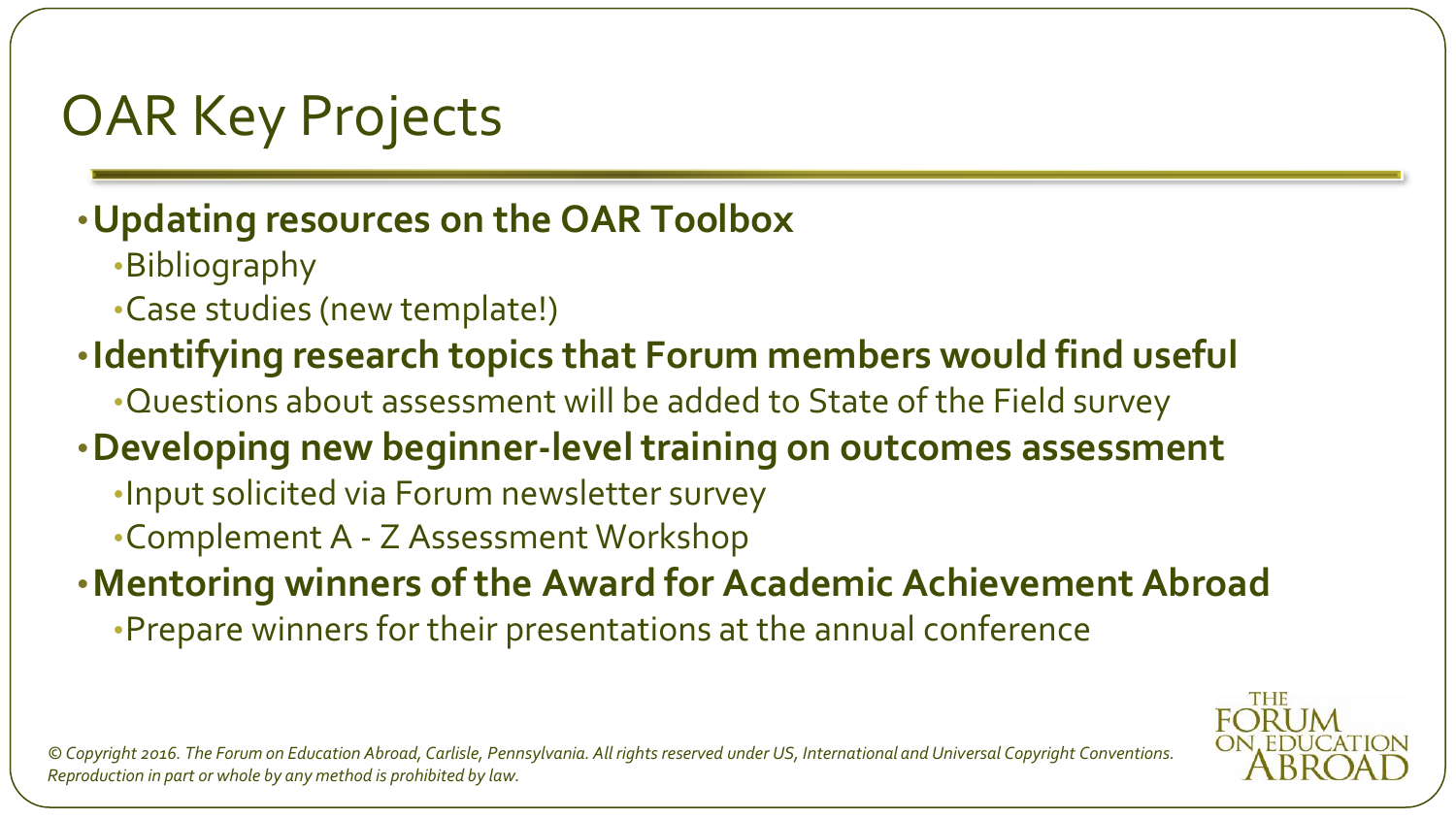# OAR Key Projects

- **Updating resources on the OAR Toolbox**
  - Bibliography
  - Case studies (new template!)
- **Identifying research topics that Forum members would find useful**
  - Questions about assessment will be added to State of the Field survey
- **Developing new beginner-level training on outcomes assessment**
  - Input solicited via Forum newsletter survey
  - Complement A - Z Assessment Workshop
- **Mentoring winners of the Award for Academic Achievement Abroad**
  - Prepare winners for their presentations at the annual conference

*© Copyright 2016. The Forum on Education Abroad, Carlisle, Pennsylvania. All rights reserved under US, International and Universal Copyright Conventions. Reproduction in part or whole by any method is prohibited by law.*

THE FORUM ON EDUCATION ABROAD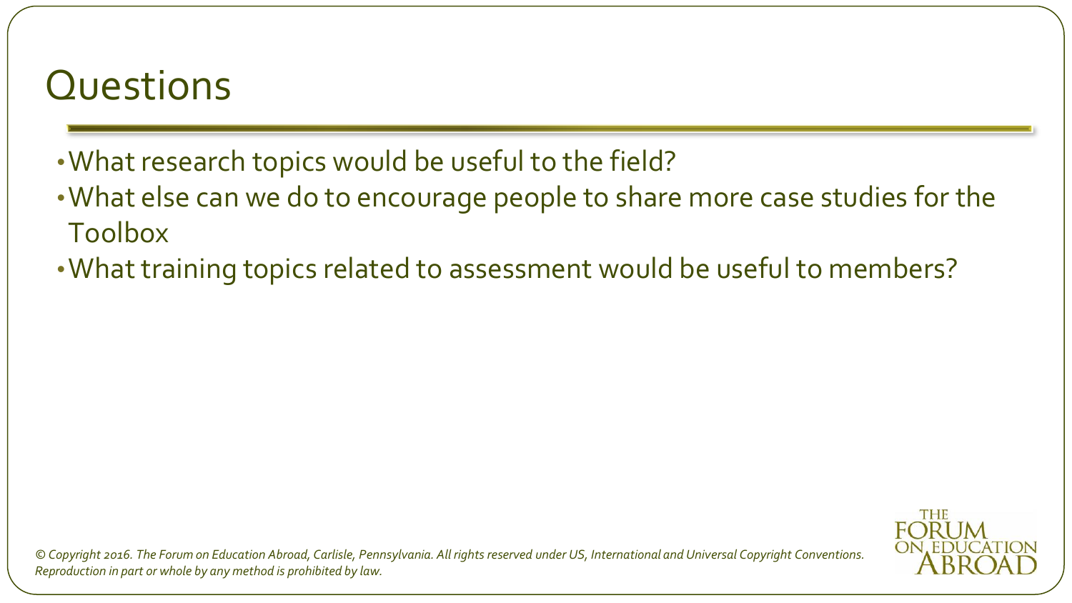# Questions

- What research topics would be useful to the field?
- What else can we do to encourage people to share more case studies for the Toolbox
- What training topics related to assessment would be useful to members?

*© Copyright 2016. The Forum on Education Abroad, Carlisle, Pennsylvania. All rights reserved under US, International and Universal Copyright Conventions. Reproduction in part or whole by any method is prohibited by law.*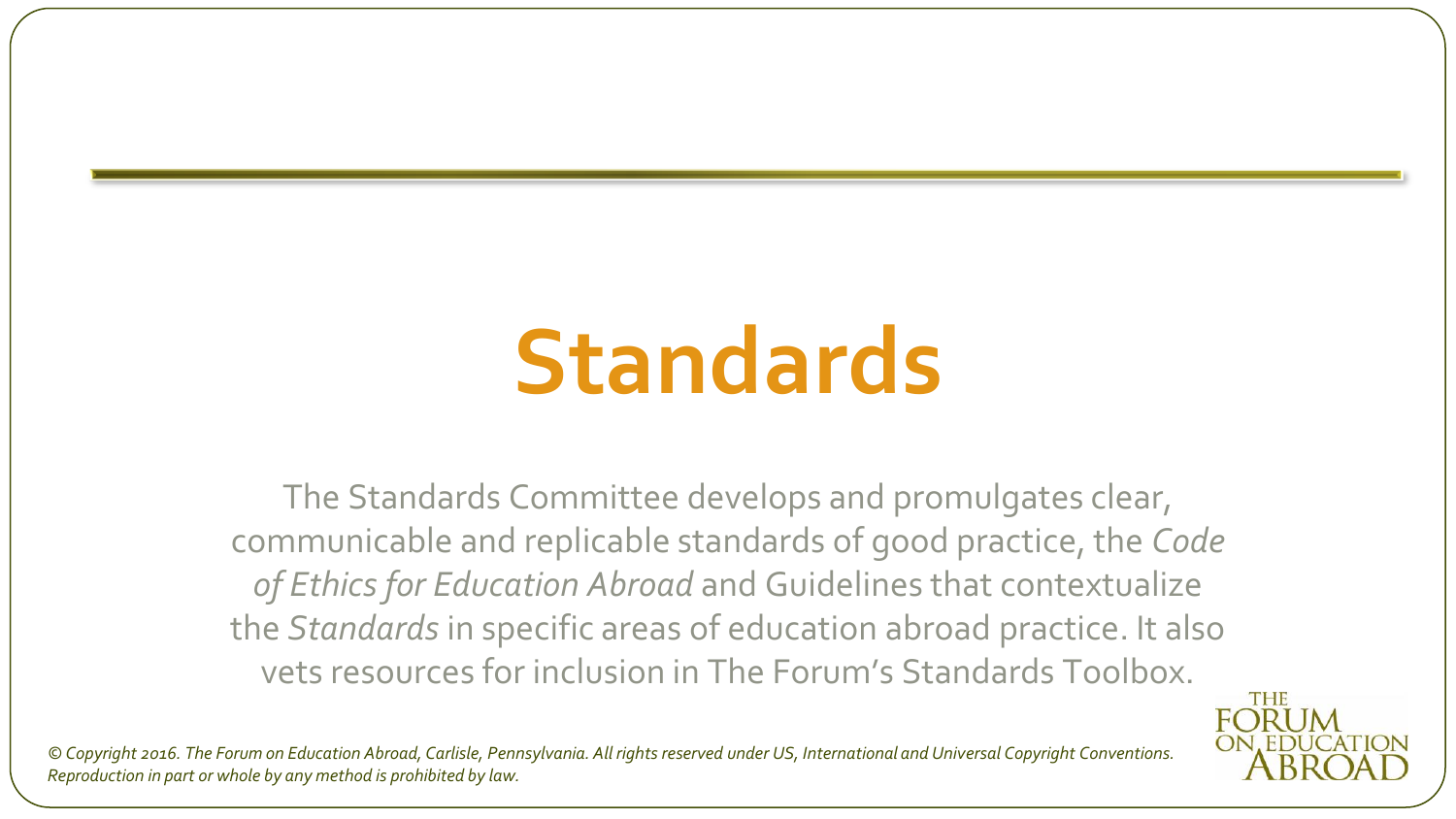# Standards

The Standards Committee develops and promulgates clear, communicable and replicable standards of good practice, the *Code of Ethics for Education Abroad* and Guidelines that contextualize the *Standards* in specific areas of education abroad practice. It also vets resources for inclusion in The Forum's Standards Toolbox.

*© Copyright 2016. The Forum on Education Abroad, Carlisle, Pennsylvania. All rights reserved under US, International and Universal Copyright Conventions. Reproduction in part or whole by any method is prohibited by law.*

THE FORUM ON EDUCATION ABROAD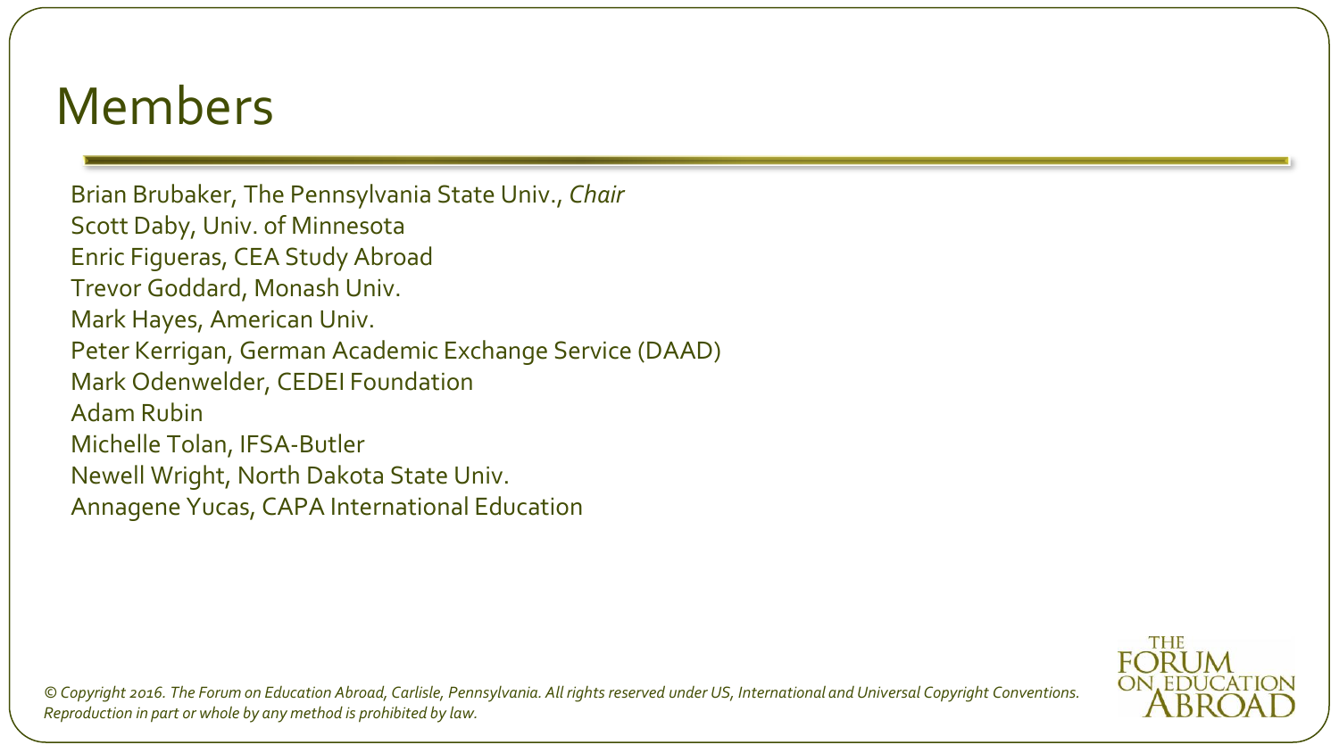# Members

Brian Brubaker, The Pennsylvania State Univ., *Chair*
Scott Daby, Univ. of Minnesota
Enric Figueras, CEA Study Abroad
Trevor Goddard, Monash Univ.
Mark Hayes, American Univ.
Peter Kerrigan, German Academic Exchange Service (DAAD)
Mark Odenwelder, CEDEI Foundation
Adam Rubin
Michelle Tolan, IFSA-Butler
Newell Wright, North Dakota State Univ.
Annagene Yucas, CAPA International Education

*© Copyright 2016. The Forum on Education Abroad, Carlisle, Pennsylvania. All rights reserved under US, International and Universal Copyright Conventions. Reproduction in part or whole by any method is prohibited by law.*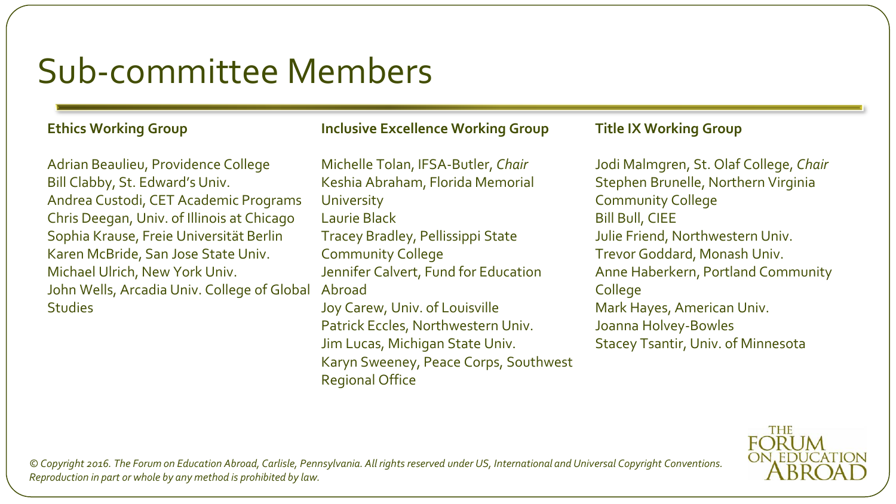# Sub-committee Members

**Ethics Working Group**

Adrian Beaulieu, Providence College
Bill Clabby, St. Edward's Univ.
Andrea Custodi, CET Academic Programs
Chris Deegan, Univ. of Illinois at Chicago
Sophia Krause, Freie Universität Berlin
Karen McBride, San Jose State Univ.
Michael Ulrich, New York Univ.
John Wells, Arcadia Univ. College of Global Studies

**Inclusive Excellence Working Group**

Michelle Tolan, IFSA-Butler, *Chair*
Keshia Abraham, Florida Memorial University
Laurie Black
Tracey Bradley, Pellissippi State Community College
Jennifer Calvert, Fund for Education Abroad
Joy Carew, Univ. of Louisville
Patrick Eccles, Northwestern Univ.
Jim Lucas, Michigan State Univ.
Karyn Sweeney, Peace Corps, Southwest Regional Office

**Title IX Working Group**

Jodi Malmgren, St. Olaf College, *Chair*
Stephen Brunelle, Northern Virginia Community College
Bill Bull, CIEE
Julie Friend, Northwestern Univ.
Trevor Goddard, Monash Univ.
Anne Haberkern, Portland Community College
Mark Hayes, American Univ.
Joanna Holvey-Bowles
Stacey Tsantir, Univ. of Minnesota

*© Copyright 2016. The Forum on Education Abroad, Carlisle, Pennsylvania. All rights reserved under US, International and Universal Copyright Conventions. Reproduction in part or whole by any method is prohibited by law.*

THE FORUM ON EDUCATION ABROAD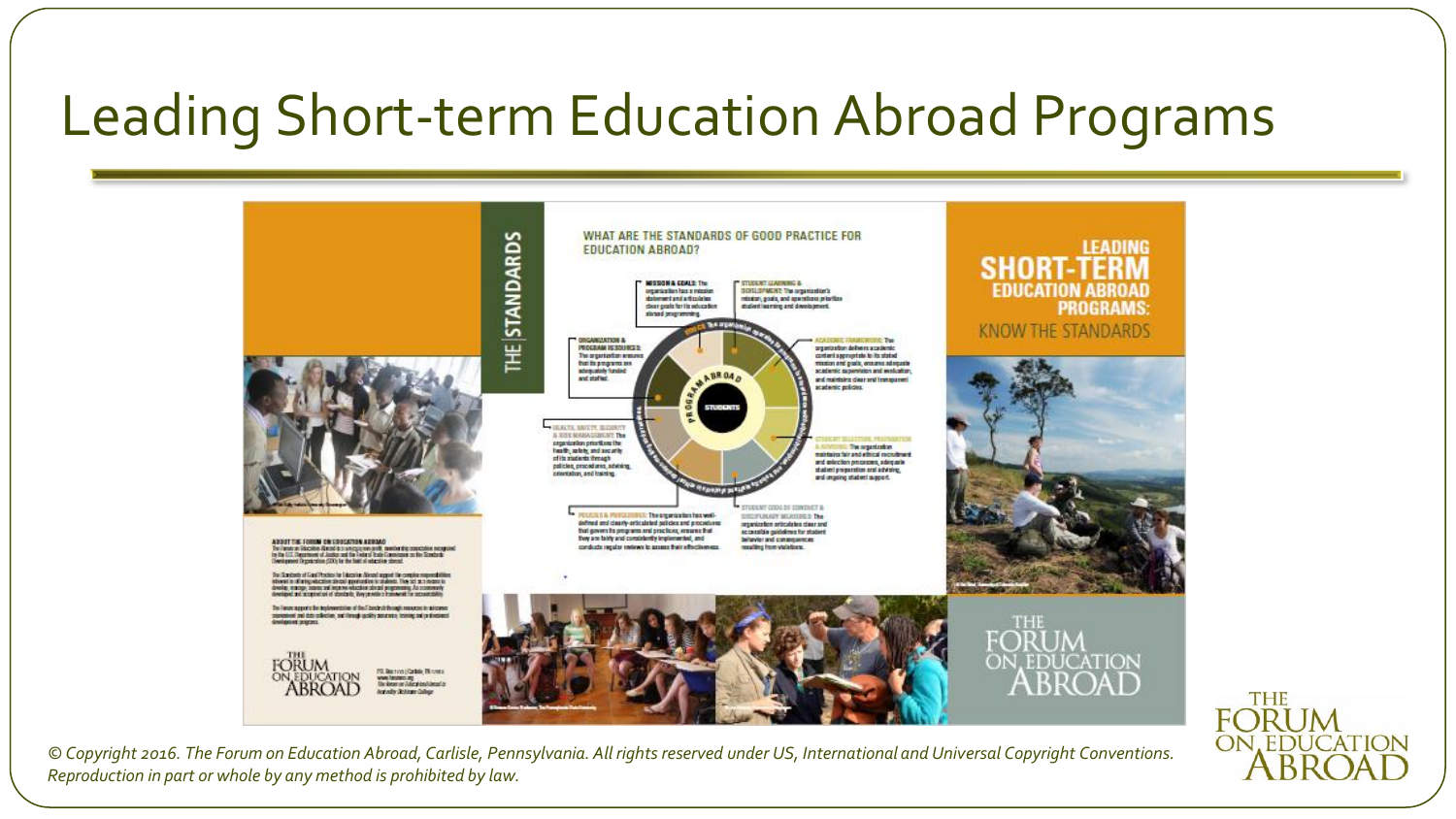# Leading Short-term Education Abroad Programs

## THE STANDARDS

### WHAT ARE THE STANDARDS OF GOOD PRACTICE FOR EDUCATION ABROAD?

**MISSION & GOALS:** The organization has a mission statement and articulates clear goals for its education abroad programming.

**STUDENT LEARNING & DEVELOPMENT:** The organization's mission, goals, and operations prioritize student learning and development.

**ORGANIZATION & PROGRAM RESOURCES:** The organization ensures that its programs are adequately funded and staffed.

**ACADEMIC FRAMEWORK:** The organization delivers academic content appropriate to its stated mission and goals, ensures adequate academic supervision and evaluation, and maintains clear and transparent academic policies.

**HEALTH, SAFETY, SECURITY & RISK MANAGEMENT:** The organization prioritizes the health, safety, and security of its students through policies, procedures, advising, orientation, and training.

**STUDENT SELECTION, PREPARATION & ADVISING:** The organization maintains fair and ethical recruitment and selection processes, adequate student preparation and advising, and ongoing student support.

**POLICIES & PROCEDURES:** The organization has well-defined and clearly-articulated policies and procedures that govern its programs and practices, ensures that they are fairly and consistently implemented, and conducts regular reviews to assess their effectiveness.

**STUDENT CODE OF CONDUCT & DISCIPLINARY MEASURES:** The organization articulates clear and accessible guidelines for student behavior and consequences resulting from violations.

## LEADING SHORT-TERM EDUCATION ABROAD PROGRAMS: KNOW THE STANDARDS

THE FORUM ON EDUCATION ABROAD

*© Copyright 2016. The Forum on Education Abroad, Carlisle, Pennsylvania. All rights reserved under US, International and Universal Copyright Conventions. Reproduction in part or whole by any method is prohibited by law.*

THE FORUM ON EDUCATION ABROAD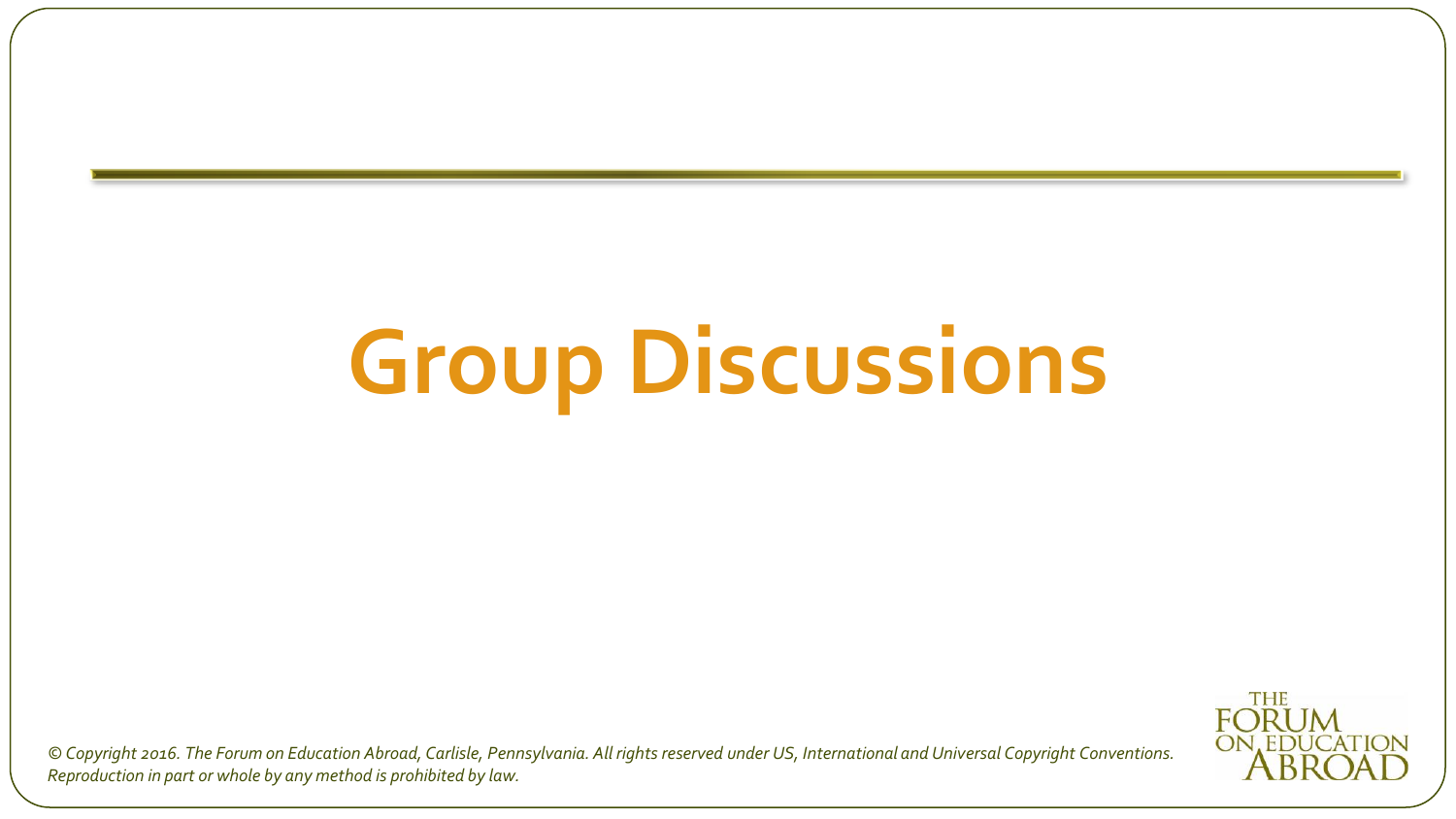# Group Discussions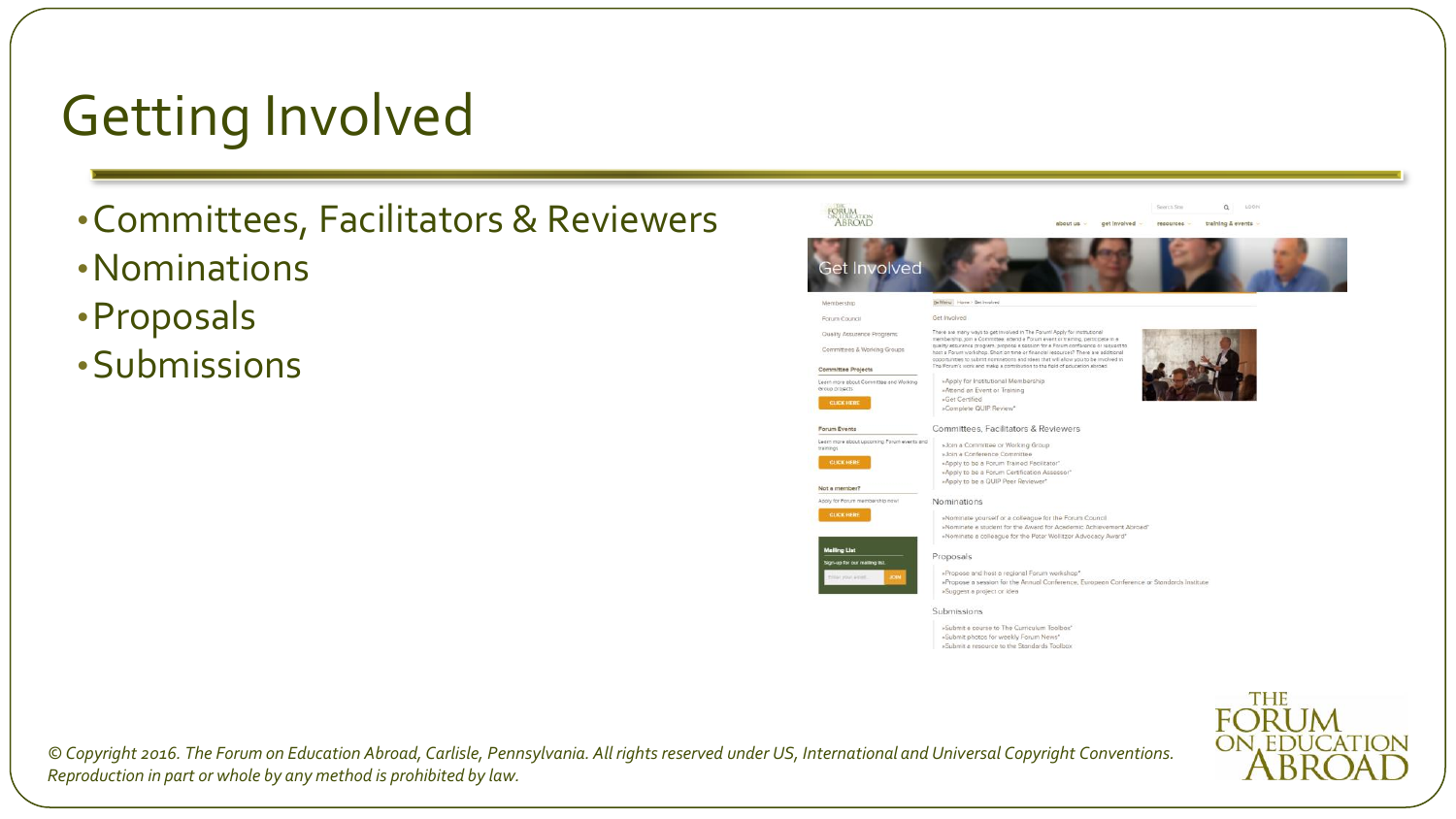# Getting Involved

- Committees, Facilitators & Reviewers
- Nominations
- Proposals
- Submissions

*© Copyright 2016. The Forum on Education Abroad, Carlisle, Pennsylvania. All rights reserved under US, International and Universal Copyright Conventions. Reproduction in part or whole by any method is prohibited by law.*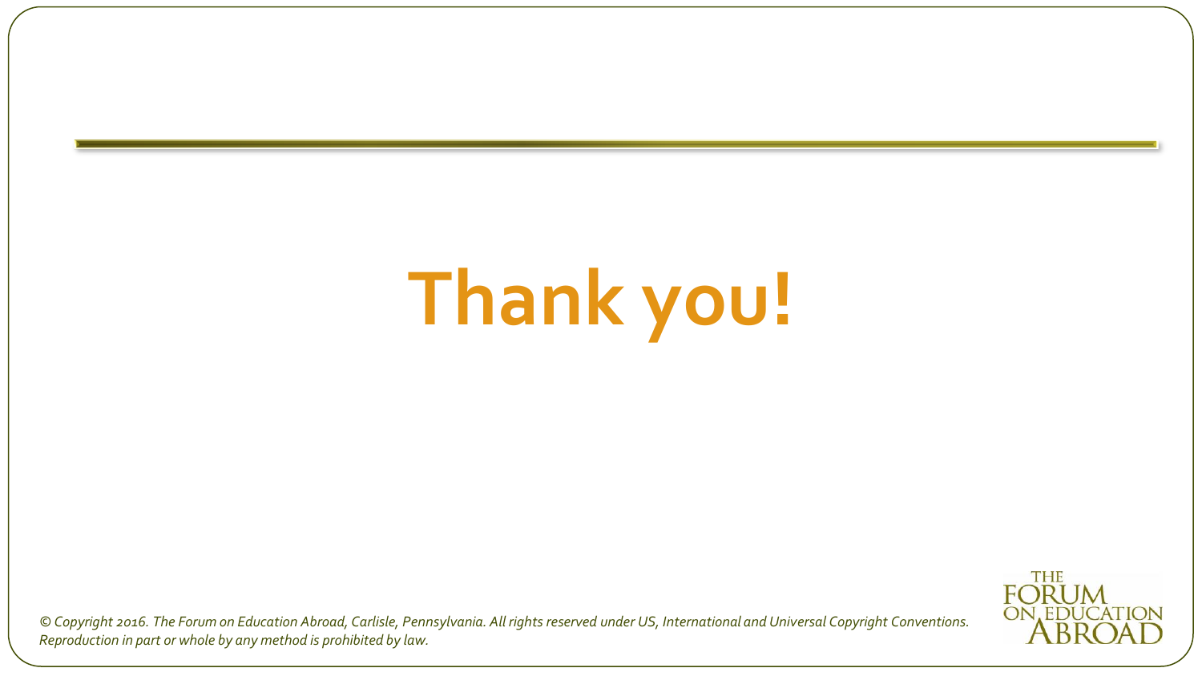# Thank you!

*© Copyright 2016. The Forum on Education Abroad, Carlisle, Pennsylvania. All rights reserved under US, International and Universal Copyright Conventions. Reproduction in part or whole by any method is prohibited by law.*

THE FORUM ON EDUCATION ABROAD